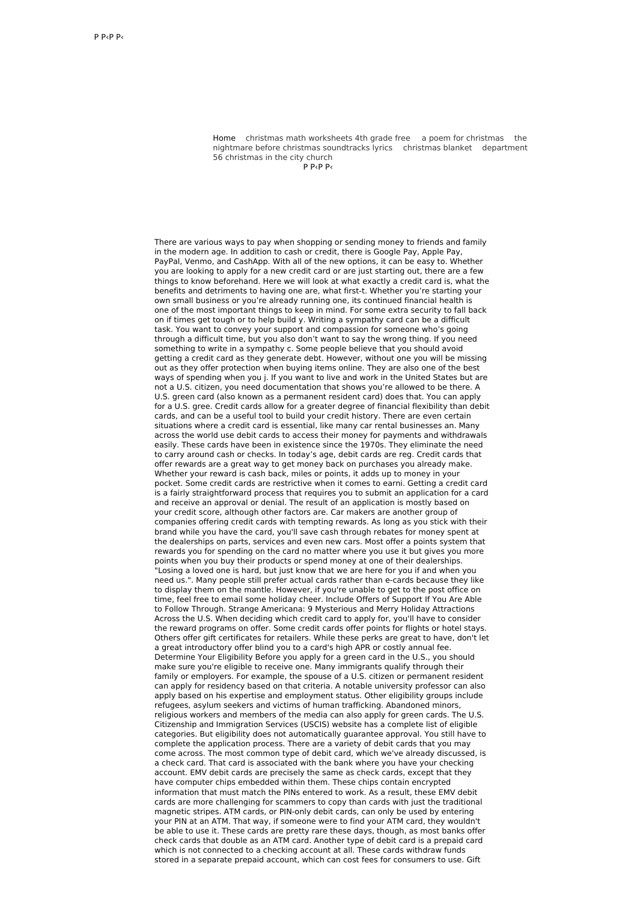P P‹P P‹

Home christmas math worksheets 4th grade free a poem for christmas the nightmare before christmas soundtracks lyrics christmas blanket department 56 christmas in the city church

P P‹P P‹

There are various ways to pay when shopping or sending money to friends and family in the modern age. In addition to cash or credit, there is Google Pay, Apple Pay, PayPal, Venmo, and CashApp. With all of the new options, it can be easy to. Whether you are looking to apply for a new credit card or are just starting out, there are a few things to know beforehand. Here we will look at what exactly a credit card is, what the benefits and detriments to having one are, what first-t. Whether you're starting your own small business or you're already running one, its continued financial health is one of the most important things to keep in mind. For some extra security to fall back on if times get tough or to help build y. Writing a sympathy card can be a difficult task. You want to convey your support and compassion for someone who's going through a difficult time, but you also don't want to say the wrong thing. If you need something to write in a sympathy c. Some people believe that you should avoid getting a credit card as they generate debt. However, without one you will be missing out as they offer protection when buying items online. They are also one of the best ways of spending when you j. If you want to live and work in the United States but are not a U.S. citizen, you need documentation that shows you're allowed to be there. A U.S. green card (also known as a permanent resident card) does that. You can apply for a U.S. gree. Credit cards allow for a greater degree of financial flexibility than debit cards, and can be a useful tool to build your credit history. There are even certain situations where a credit card is essential, like many car rental businesses an. Many across the world use debit cards to access their money for payments and withdrawals easily. These cards have been in existence since the 1970s. They eliminate the need to carry around cash or checks. In today's age, debit cards are reg. Credit cards that offer rewards are a great way to get money back on purchases you already make. Whether your reward is cash back, miles or points, it adds up to money in your pocket. Some credit cards are restrictive when it comes to earni. Getting a credit card is a fairly straightforward process that requires you to submit an application for a card and receive an approval or denial. The result of an application is mostly based on your credit score, although other factors are. Car makers are another group of companies offering credit cards with tempting rewards. As long as you stick with their brand while you have the card, you'll save cash through rebates for money spent at the dealerships on parts, services and even new cars. Most offer a points system that rewards you for spending on the card no matter where you use it but gives you more points when you buy their products or spend money at one of their dealerships. "Losing a loved one is hard, but just know that we are here for you if and when you need us.". Many people still prefer actual cards rather than e-cards because they like to display them on the mantle. However, if you're unable to get to the post office on time, feel free to email some holiday cheer. Include Offers of Support If You Are Able to Follow Through. Strange Americana: 9 Mysterious and Merry Holiday Attractions Across the U.S. When deciding which credit card to apply for, you'll have to consider the reward programs on offer. Some credit cards offer points for flights or hotel stays. Others offer gift certificates for retailers. While these perks are great to have, don't let a great introductory offer blind you to a card's high APR or costly annual fee. Determine Your Eligibility Before you apply for a green card in the U.S., you should make sure you're eligible to receive one. Many immigrants qualify through their family or employers. For example, the spouse of a U.S. citizen or permanent resident can apply for residency based on that criteria. A notable university professor can also apply based on his expertise and employment status. Other eligibility groups include refugees, asylum seekers and victims of human trafficking. Abandoned minors, religious workers and members of the media can also apply for green cards. The U.S. Citizenship and Immigration Services (USCIS) website has a complete list of eligible categories. But eligibility does not automatically guarantee approval. You still have to complete the application process. There are a variety of debit cards that you may come across. The most common type of debit card, which we've already discussed, is a check card. That card is associated with the bank where you have your checking account. EMV debit cards are precisely the same as check cards, except that they have computer chips embedded within them. These chips contain encrypted information that must match the PINs entered to work. As a result, these EMV debit cards are more challenging for scammers to copy than cards with just the traditional magnetic stripes. ATM cards, or PIN-only debit cards, can only be used by entering your PIN at an ATM. That way, if someone were to find your ATM card, they wouldn't be able to use it. These cards are pretty rare these days, though, as most banks offer check cards that double as an ATM card. Another type of debit card is a prepaid card which is not connected to a checking account at all. These cards withdraw funds stored in a separate prepaid account, which can cost fees for consumers to use. Gift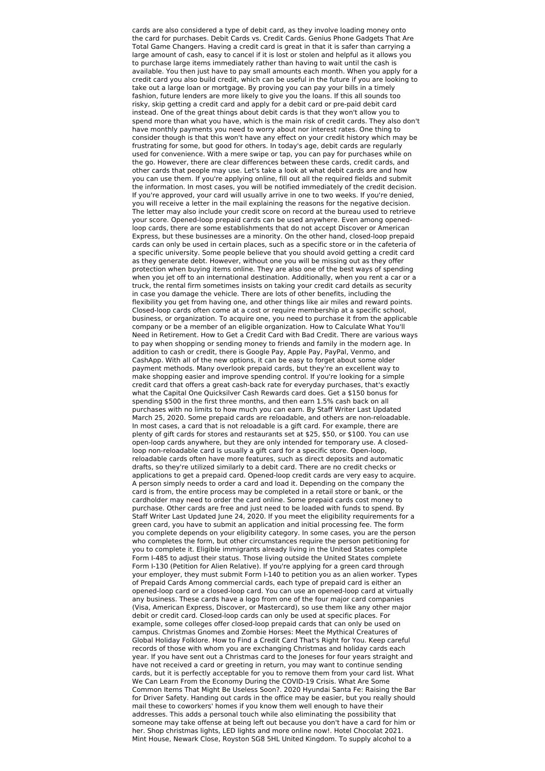cards are also considered a type of debit card, as they involve loading money onto the card for purchases. Debit Cards vs. Credit Cards. Genius Phone Gadgets That Are Total Game Changers. Having a credit card is great in that it is safer than carrying a large amount of cash, easy to cancel if it is lost or stolen and helpful as it allows you to purchase large items immediately rather than having to wait until the cash is available. You then just have to pay small amounts each month. When you apply for a credit card you also build credit, which can be useful in the future if you are looking to take out a large loan or mortgage. By proving you can pay your bills in a timely fashion, future lenders are more likely to give you the loans. If this all sounds too risky, skip getting a credit card and apply for a debit card or pre-paid debit card instead. One of the great things about debit cards is that they won't allow you to spend more than what you have, which is the main risk of credit cards. They also don't have monthly payments you need to worry about nor interest rates. One thing to consider though is that this won't have any effect on your credit history which may be frustrating for some, but good for others. In today's age, debit cards are regularly used for convenience. With a mere swipe or tap, you can pay for purchases while on the go. However, there are clear differences between these cards, credit cards, and other cards that people may use. Let's take a look at what debit cards are and how you can use them. If you're applying online, fill out all the required fields and submit the information. In most cases, you will be notified immediately of the credit decision. If you're approved, your card will usually arrive in one to two weeks. If you're denied, you will receive a letter in the mail explaining the reasons for the negative decision. The letter may also include your credit score on record at the bureau used to retrieve your score. Opened-loop prepaid cards can be used anywhere. Even among opened-loop cards, there are some establishments that do not accept Discover or American Express, but these businesses are a minority. On the other hand, closed-loop prepaid cards can only be used in certain places, such as a specific store or in the cafeteria of a specific university. Some people believe that you should avoid getting a credit card as they generate debt. However, without one you will be missing out as they offer protection when buying items online. They are also one of the best ways of spending when you jet off to an international destination. Additionally, when you rent a car or a truck, the rental firm sometimes insists on taking your credit card details as security in case you damage the vehicle. There are lots of other benefits, including the flexibility you get from having one, and other things like air miles and reward points. Closed-loop cards often come at a cost or require membership at a specific school, business, or organization. To acquire one, you need to purchase it from the applicable company or be a member of an eligible organization. How to Calculate What You'll Need in Retirement. How to Get a Credit Card with Bad Credit. There are various ways to pay when shopping or sending money to friends and family in the modern age. In addition to cash or credit, there is Google Pay, Apple Pay, PayPal, Venmo, and CashApp. With all of the new options, it can be easy to forget about some older payment methods. Many overlook prepaid cards, but they're an excellent way to make shopping easier and improve spending control. If you're looking for a simple credit card that offers a great cash-back rate for everyday purchases, that's exactly what the Capital One Quicksilver Cash Rewards card does. Get a $150 bonus for spending $500 in the first three months, and then earn 1.5% cash back on all purchases with no limits to how much you can earn. By Staff Writer Last Updated March 25, 2020. Some prepaid cards are reloadable, and others are non-reloadable. In most cases, a card that is not reloadable is a gift card. For example, there are plenty of gift cards for stores and restaurants set at $25, $50, or $100. You can use open-loop cards anywhere, but they are only intended for temporary use. A closed-loop non-reloadable card is usually a gift card for a specific store. Open-loop, reloadable cards often have more features, such as direct deposits and automatic drafts, so they're utilized similarly to a debit card. There are no credit checks or applications to get a prepaid card. Opened-loop credit cards are very easy to acquire. A person simply needs to order a card and load it. Depending on the company the card is from, the entire process may be completed in a retail store or bank, or the cardholder may need to order the card online. Some prepaid cards cost money to purchase. Other cards are free and just need to be loaded with funds to spend. By Staff Writer Last Updated June 24, 2020. If you meet the eligibility requirements for a green card, you have to submit an application and initial processing fee. The form you complete depends on your eligibility category. In some cases, you are the person who completes the form, but other circumstances require the person petitioning for you to complete it. Eligible immigrants already living in the United States complete Form I-485 to adjust their status. Those living outside the United States complete Form I-130 (Petition for Alien Relative). If you're applying for a green card through your employer, they must submit Form I-140 to petition you as an alien worker. Types of Prepaid Cards Among commercial cards, each type of prepaid card is either an opened-loop card or a closed-loop card. You can use an opened-loop card at virtually any business. These cards have a logo from one of the four major card companies (Visa, American Express, Discover, or Mastercard), so use them like any other major debit or credit card. Closed-loop cards can only be used at specific places. For example, some colleges offer closed-loop prepaid cards that can only be used on campus. Christmas Gnomes and Zombie Horses: Meet the Mythical Creatures of Global Holiday Folklore. How to Find a Credit Card That's Right for You. Keep careful records of those with whom you are exchanging Christmas and holiday cards each year. If you have sent out a Christmas card to the Joneses for four years straight and have not received a card or greeting in return, you may want to continue sending cards, but it is perfectly acceptable for you to remove them from your card list. What We Can Learn From the Economy During the COVID-19 Crisis. What Are Some Common Items That Might Be Useless Soon?. 2020 Hyundai Santa Fe: Raising the Bar for Driver Safety. Handing out cards in the office may be easier, but you really should mail these to coworkers' homes if you know them well enough to have their addresses. This adds a personal touch while also eliminating the possibility that someone may take offense at being left out because you don't have a card for him or her. Shop christmas lights, LED lights and more online now!. Hotel Chocolat 2021. Mint House, Newark Close, Royston SG8 5HL United Kingdom. To supply alcohol to a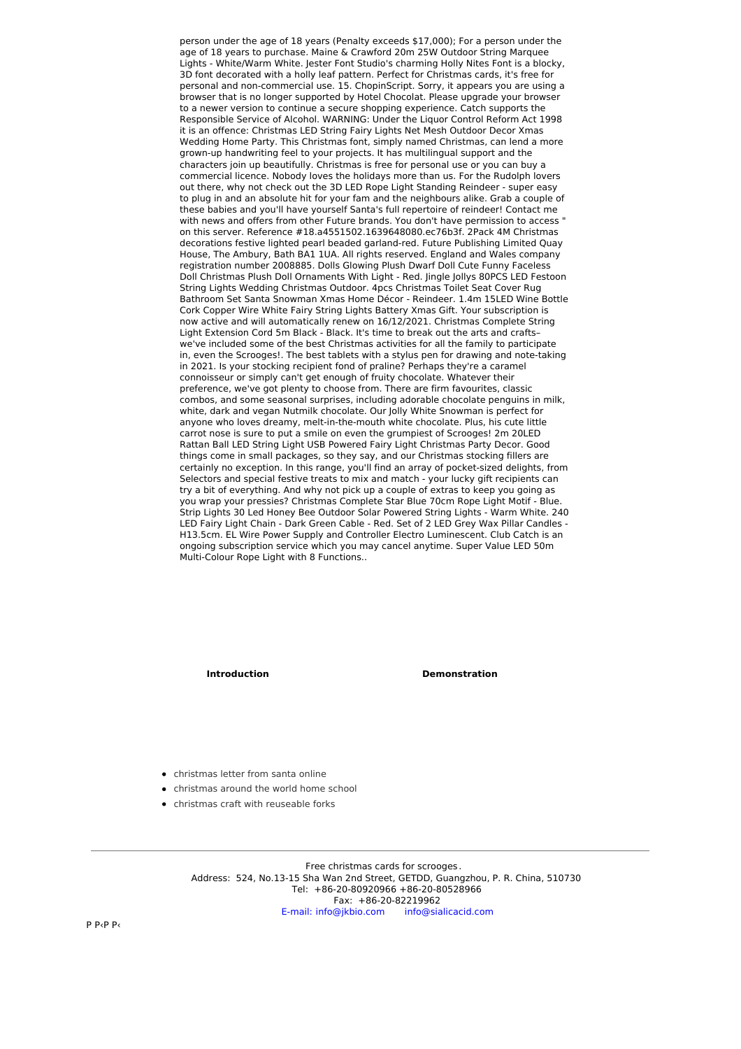person under the age of 18 years (Penalty exceeds $17,000); For a person under the age of 18 years to purchase. Maine & Crawford 20m 25W Outdoor String Marquee Lights - White/Warm White. Jester Font Studio's charming Holly Nites Font is a blocky, 3D font decorated with a holly leaf pattern. Perfect for Christmas cards, it's free for personal and non-commercial use. 15. ChopinScript. Sorry, it appears you are using a browser that is no longer supported by Hotel Chocolat. Please upgrade your browser to a newer version to continue a secure shopping experience. Catch supports the Responsible Service of Alcohol. WARNING: Under the Liquor Control Reform Act 1998 it is an offence: Christmas LED String Fairy Lights Net Mesh Outdoor Decor Xmas Wedding Home Party. This Christmas font, simply named Christmas, can lend a more grown-up handwriting feel to your projects. It has multilingual support and the characters join up beautifully. Christmas is free for personal use or you can buy a commercial licence. Nobody loves the holidays more than us. For the Rudolph lovers out there, why not check out the 3D LED Rope Light Standing Reindeer - super easy to plug in and an absolute hit for your fam and the neighbours alike. Grab a couple of these babies and you'll have yourself Santa's full repertoire of reindeer! Contact me with news and offers from other Future brands. You don't have permission to access " on this server. Reference #18.a4551502.1639648080.ec76b3f. 2Pack 4M Christmas decorations festive lighted pearl beaded garland-red. Future Publishing Limited Quay House, The Ambury, Bath BA1 1UA. All rights reserved. England and Wales company registration number 2008885. Dolls Glowing Plush Dwarf Doll Cute Funny Faceless Doll Christmas Plush Doll Ornaments With Light - Red. Jingle Jollys 80PCS LED Festoon String Lights Wedding Christmas Outdoor. 4pcs Christmas Toilet Seat Cover Rug Bathroom Set Santa Snowman Xmas Home Décor - Reindeer. 1.4m 15LED Wine Bottle Cork Copper Wire White Fairy String Lights Battery Xmas Gift. Your subscription is now active and will automatically renew on 16/12/2021. Christmas Complete String Light Extension Cord 5m Black - Black. It's time to break out the arts and crafts– we've included some of the best Christmas activities for all the family to participate in, even the Scrooges!. The best tablets with a stylus pen for drawing and note-taking in 2021. Is your stocking recipient fond of praline? Perhaps they're a caramel connoisseur or simply can't get enough of fruity chocolate. Whatever their preference, we've got plenty to choose from. There are firm favourites, classic combos, and some seasonal surprises, including adorable chocolate penguins in milk, white, dark and vegan Nutmilk chocolate. Our Jolly White Snowman is perfect for anyone who loves dreamy, melt-in-the-mouth white chocolate. Plus, his cute little carrot nose is sure to put a smile on even the grumpiest of Scrooges! 2m 20LED Rattan Ball LED String Light USB Powered Fairy Light Christmas Party Decor. Good things come in small packages, so they say, and our Christmas stocking fillers are certainly no exception. In this range, you'll find an array of pocket-sized delights, from Selectors and special festive treats to mix and match - your lucky gift recipients can try a bit of everything. And why not pick up a couple of extras to keep you going as you wrap your pressies? Christmas Complete Star Blue 70cm Rope Light Motif - Blue. Strip Lights 30 Led Honey Bee Outdoor Solar Powered String Lights - Warm White. 240 LED Fairy Light Chain - Dark Green Cable - Red. Set of 2 LED Grey Wax Pillar Candles - H13.5cm. EL Wire Power Supply and Controller Electro Luminescent. Club Catch is an ongoing subscription service which you may cancel anytime. Super Value LED 50m Multi-Colour Rope Light with 8 Functions..

**Introduction** **Demonstration**

- christmas letter from santa online
- christmas around the world home school
- christmas craft with reuseable forks

---

Free christmas cards for scrooges.
Address: 524, No.13-15 Sha Wan 2nd Street, GETDD, Guangzhou, P. R. China, 510730
Tel: +86-20-80920966 +86-20-80528966
Fax: +86-20-82219962
E-mail: info@jkbio.com info@sialicacid.com

P P‹P P‹